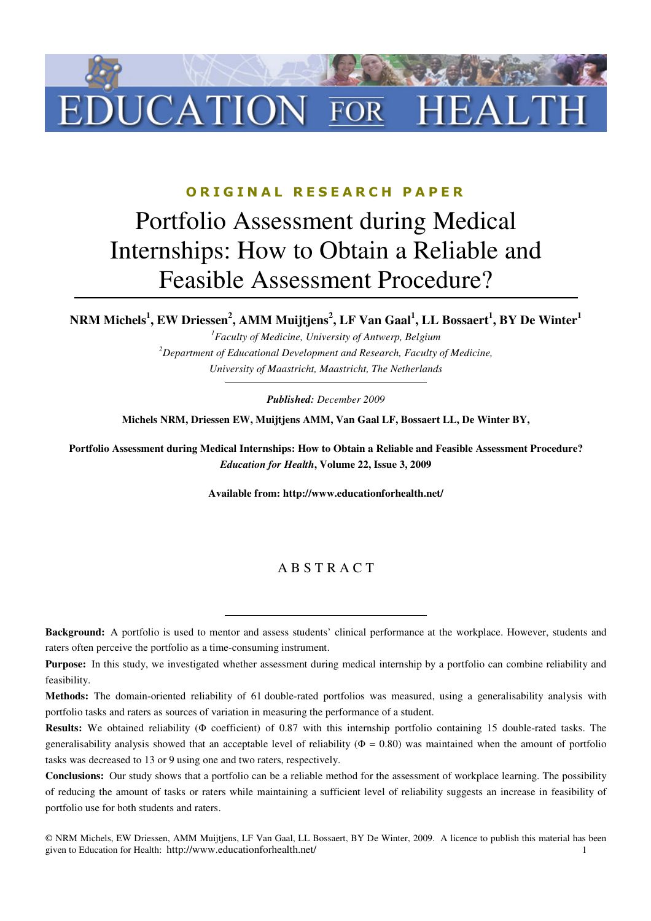EDUCATION FOR HEALTH

**ORIGINAL RESEARCH PAPER**

# Portfolio Assessment during Medical Internships: How to Obtain a Reliable and Feasible Assessment Procedure?

**NRM Michels[1], EW Driessen[2], AMM Muijtjens[2], LF Van Gaal[1], LL Bossaert[1], BY De Winter[1]**

[1]*Faculty of Medicine, University of Antwerp, Belgium*

[2]*Department of Educational Development and Research, Faculty of Medicine, University of Maastricht, Maastricht, The Netherlands*

***Published:*** *December 2009*

**Michels NRM, Driessen EW, Muijtjens AMM, Van Gaal LF, Bossaert LL, De Winter BY,**

**Portfolio Assessment during Medical Internships: How to Obtain a Reliable and Feasible Assessment Procedure?** ***Education for Health*, Volume 22, Issue 3, 2009**

**Available from: http://www.educationforhealth.net/**

## ABSTRACT

**Background:** A portfolio is used to mentor and assess students' clinical performance at the workplace. However, students and raters often perceive the portfolio as a time-consuming instrument.

**Purpose:** In this study, we investigated whether assessment during medical internship by a portfolio can combine reliability and feasibility.

**Methods:** The domain-oriented reliability of 61 double-rated portfolios was measured, using a generalisability analysis with portfolio tasks and raters as sources of variation in measuring the performance of a student.

**Results:** We obtained reliability ($\Phi$ coefficient) of 0.87 with this internship portfolio containing 15 double-rated tasks. The generalisability analysis showed that an acceptable level of reliability ($\Phi$ = 0.80) was maintained when the amount of portfolio tasks was decreased to 13 or 9 using one and two raters, respectively.

**Conclusions:** Our study shows that a portfolio can be a reliable method for the assessment of workplace learning. The possibility of reducing the amount of tasks or raters while maintaining a sufficient level of reliability suggests an increase in feasibility of portfolio use for both students and raters.

© NRM Michels, EW Driessen, AMM Muijtjens, LF Van Gaal, LL Bossaert, BY De Winter, 2009. A licence to publish this material has been given to Education for Health: http://www.educationforhealth.net/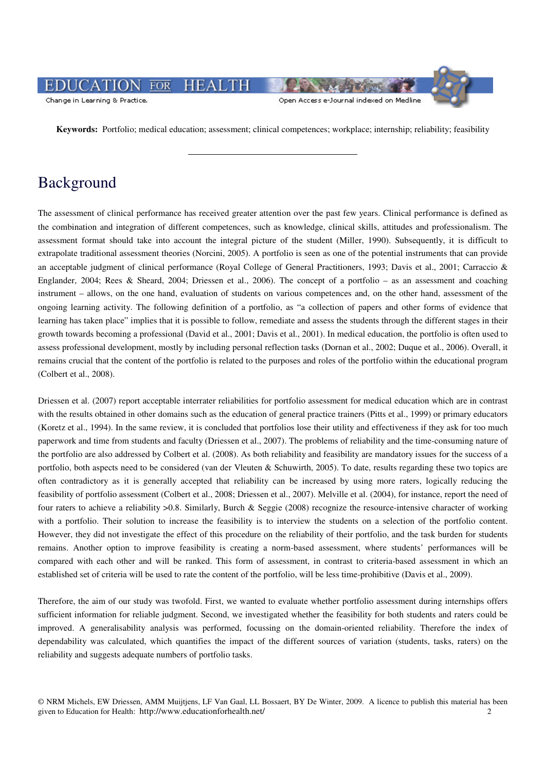**Keywords:** Portfolio; medical education; assessment; clinical competences; workplace; internship; reliability; feasibility

## Background

The assessment of clinical performance has received greater attention over the past few years. Clinical performance is defined as the combination and integration of different competences, such as knowledge, clinical skills, attitudes and professionalism. The assessment format should take into account the integral picture of the student (Miller, 1990). Subsequently, it is difficult to extrapolate traditional assessment theories (Norcini, 2005). A portfolio is seen as one of the potential instruments that can provide an acceptable judgment of clinical performance (Royal College of General Practitioners, 1993; Davis et al., 2001; Carraccio & Englander, 2004; Rees & Sheard, 2004; Driessen et al., 2006). The concept of a portfolio – as an assessment and coaching instrument – allows, on the one hand, evaluation of students on various competences and, on the other hand, assessment of the ongoing learning activity. The following definition of a portfolio, as "a collection of papers and other forms of evidence that learning has taken place" implies that it is possible to follow, remediate and assess the students through the different stages in their growth towards becoming a professional (David et al., 2001; Davis et al., 2001). In medical education, the portfolio is often used to assess professional development, mostly by including personal reflection tasks (Dornan et al., 2002; Duque et al., 2006). Overall, it remains crucial that the content of the portfolio is related to the purposes and roles of the portfolio within the educational program (Colbert et al., 2008).

Driessen et al. (2007) report acceptable interrater reliabilities for portfolio assessment for medical education which are in contrast with the results obtained in other domains such as the education of general practice trainers (Pitts et al., 1999) or primary educators (Koretz et al., 1994). In the same review, it is concluded that portfolios lose their utility and effectiveness if they ask for too much paperwork and time from students and faculty (Driessen et al., 2007). The problems of reliability and the time-consuming nature of the portfolio are also addressed by Colbert et al. (2008). As both reliability and feasibility are mandatory issues for the success of a portfolio, both aspects need to be considered (van der Vleuten & Schuwirth, 2005). To date, results regarding these two topics are often contradictory as it is generally accepted that reliability can be increased by using more raters, logically reducing the feasibility of portfolio assessment (Colbert et al., 2008; Driessen et al., 2007). Melville et al. (2004), for instance, report the need of four raters to achieve a reliability >0.8. Similarly, Burch & Seggie (2008) recognize the resource-intensive character of working with a portfolio. Their solution to increase the feasibility is to interview the students on a selection of the portfolio content. However, they did not investigate the effect of this procedure on the reliability of their portfolio, and the task burden for students remains. Another option to improve feasibility is creating a norm-based assessment, where students' performances will be compared with each other and will be ranked. This form of assessment, in contrast to criteria-based assessment in which an established set of criteria will be used to rate the content of the portfolio, will be less time-prohibitive (Davis et al., 2009).

Therefore, the aim of our study was twofold. First, we wanted to evaluate whether portfolio assessment during internships offers sufficient information for reliable judgment. Second, we investigated whether the feasibility for both students and raters could be improved. A generalisability analysis was performed, focussing on the domain-oriented reliability. Therefore the index of dependability was calculated, which quantifies the impact of the different sources of variation (students, tasks, raters) on the reliability and suggests adequate numbers of portfolio tasks.

© NRM Michels, EW Driessen, AMM Muijtjens, LF Van Gaal, LL Bossaert, BY De Winter, 2009. A licence to publish this material has been given to Education for Health: http://www.educationforhealth.net/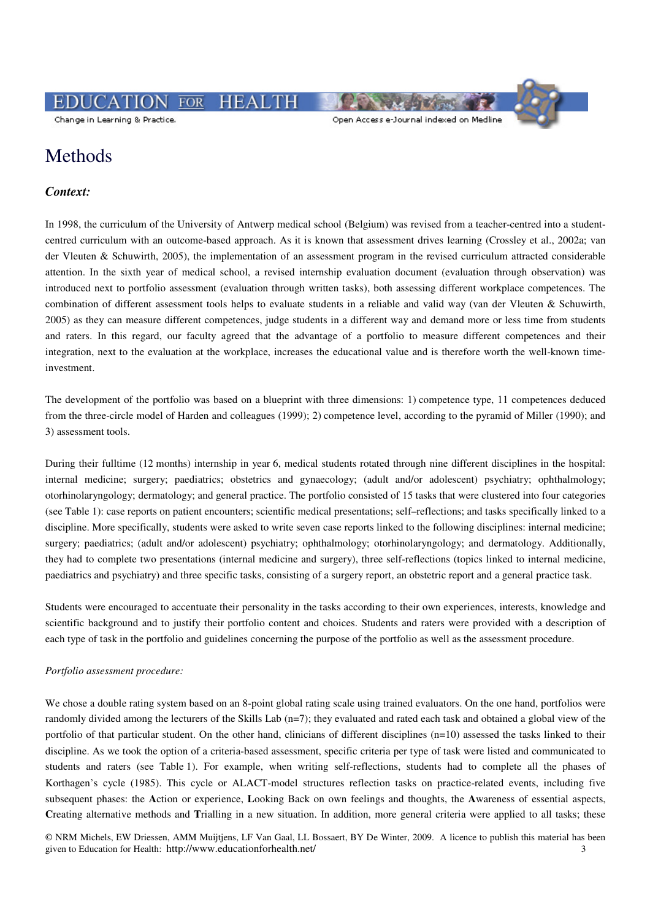# Methods

### *Context:*

In 1998, the curriculum of the University of Antwerp medical school (Belgium) was revised from a teacher-centred into a student-centred curriculum with an outcome-based approach. As it is known that assessment drives learning (Crossley et al., 2002a; van der Vleuten & Schuwirth, 2005), the implementation of an assessment program in the revised curriculum attracted considerable attention. In the sixth year of medical school, a revised internship evaluation document (evaluation through observation) was introduced next to portfolio assessment (evaluation through written tasks), both assessing different workplace competences. The combination of different assessment tools helps to evaluate students in a reliable and valid way (van der Vleuten & Schuwirth, 2005) as they can measure different competences, judge students in a different way and demand more or less time from students and raters. In this regard, our faculty agreed that the advantage of a portfolio to measure different competences and their integration, next to the evaluation at the workplace, increases the educational value and is therefore worth the well-known time-investment.

The development of the portfolio was based on a blueprint with three dimensions: 1) competence type, 11 competences deduced from the three-circle model of Harden and colleagues (1999); 2) competence level, according to the pyramid of Miller (1990); and 3) assessment tools.

During their fulltime (12 months) internship in year 6, medical students rotated through nine different disciplines in the hospital: internal medicine; surgery; paediatrics; obstetrics and gynaecology; (adult and/or adolescent) psychiatry; ophthalmology; otorhinolaryngology; dermatology; and general practice. The portfolio consisted of 15 tasks that were clustered into four categories (see Table 1): case reports on patient encounters; scientific medical presentations; self–reflections; and tasks specifically linked to a discipline. More specifically, students were asked to write seven case reports linked to the following disciplines: internal medicine; surgery; paediatrics; (adult and/or adolescent) psychiatry; ophthalmology; otorhinolaryngology; and dermatology. Additionally, they had to complete two presentations (internal medicine and surgery), three self-reflections (topics linked to internal medicine, paediatrics and psychiatry) and three specific tasks, consisting of a surgery report, an obstetric report and a general practice task.

Students were encouraged to accentuate their personality in the tasks according to their own experiences, interests, knowledge and scientific background and to justify their portfolio content and choices. Students and raters were provided with a description of each type of task in the portfolio and guidelines concerning the purpose of the portfolio as well as the assessment procedure.

*Portfolio assessment procedure:*

We chose a double rating system based on an 8-point global rating scale using trained evaluators. On the one hand, portfolios were randomly divided among the lecturers of the Skills Lab (n=7); they evaluated and rated each task and obtained a global view of the portfolio of that particular student. On the other hand, clinicians of different disciplines (n=10) assessed the tasks linked to their discipline. As we took the option of a criteria-based assessment, specific criteria per type of task were listed and communicated to students and raters (see Table 1). For example, when writing self-reflections, students had to complete all the phases of Korthagen's cycle (1985). This cycle or ALACT-model structures reflection tasks on practice-related events, including five subsequent phases: the **A**ction or experience, **L**ooking Back on own feelings and thoughts, the **A**wareness of essential aspects, **C**reating alternative methods and **T**rialling in a new situation. In addition, more general criteria were applied to all tasks; these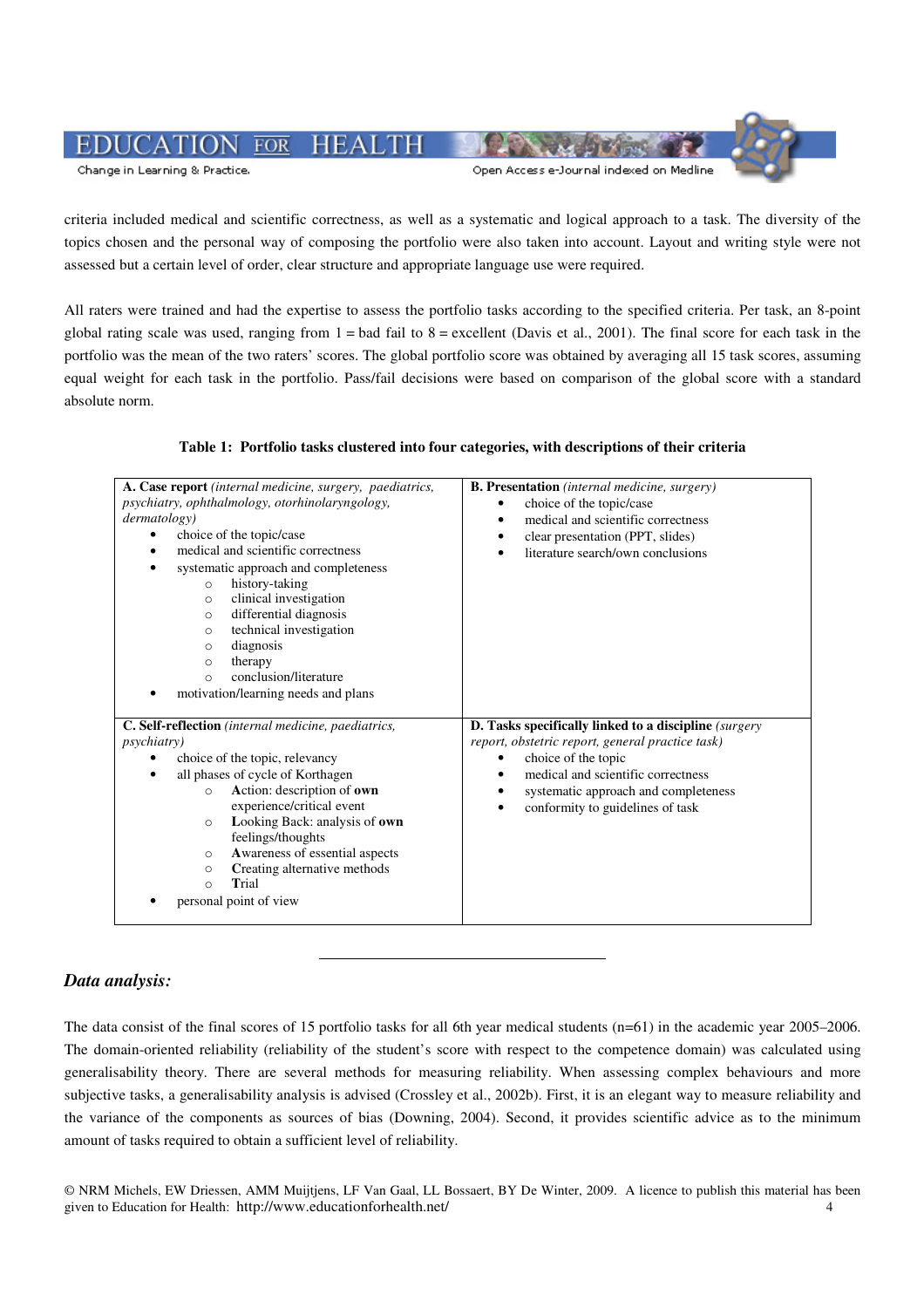criteria included medical and scientific correctness, as well as a systematic and logical approach to a task. The diversity of the topics chosen and the personal way of composing the portfolio were also taken into account. Layout and writing style were not assessed but a certain level of order, clear structure and appropriate language use were required.

All raters were trained and had the expertise to assess the portfolio tasks according to the specified criteria. Per task, an 8-point global rating scale was used, ranging from 1 = bad fail to 8 = excellent (Davis et al., 2001). The final score for each task in the portfolio was the mean of the two raters' scores. The global portfolio score was obtained by averaging all 15 task scores, assuming equal weight for each task in the portfolio. Pass/fail decisions were based on comparison of the global score with a standard absolute norm.

**Table 1: Portfolio tasks clustered into four categories, with descriptions of their criteria**

| | |
|---|---|
| **A. Case report** *(internal medicine, surgery, paediatrics, psychiatry, ophthalmology, otorhinolaryngology, dermatology)*<br>• choice of the topic/case<br>• medical and scientific correctness<br>• systematic approach and completeness<br>&nbsp;&nbsp;&nbsp;○ history-taking<br>&nbsp;&nbsp;&nbsp;○ clinical investigation<br>&nbsp;&nbsp;&nbsp;○ differential diagnosis<br>&nbsp;&nbsp;&nbsp;○ technical investigation<br>&nbsp;&nbsp;&nbsp;○ diagnosis<br>&nbsp;&nbsp;&nbsp;○ therapy<br>&nbsp;&nbsp;&nbsp;○ conclusion/literature<br>• motivation/learning needs and plans | **B. Presentation** *(internal medicine, surgery)*<br>• choice of the topic/case<br>• medical and scientific correctness<br>• clear presentation (PPT, slides)<br>• literature search/own conclusions |
| **C. Self-reflection** *(internal medicine, paediatrics, psychiatry)*<br>• choice of the topic, relevancy<br>• all phases of cycle of Korthagen<br>&nbsp;&nbsp;&nbsp;○ **A**ction: description of **own** experience/critical event<br>&nbsp;&nbsp;&nbsp;○ **L**ooking Back: analysis of **own** feelings/thoughts<br>&nbsp;&nbsp;&nbsp;○ **A**wareness of essential aspects<br>&nbsp;&nbsp;&nbsp;○ **C**reating alternative methods<br>&nbsp;&nbsp;&nbsp;○ **T**rial<br>• personal point of view | **D. Tasks specifically linked to a discipline** *(surgery report, obstetric report, general practice task)*<br>• choice of the topic<br>• medical and scientific correctness<br>• systematic approach and completeness<br>• conformity to guidelines of task |

---

### *Data analysis:*

The data consist of the final scores of 15 portfolio tasks for all 6th year medical students (n=61) in the academic year 2005–2006. The domain-oriented reliability (reliability of the student's score with respect to the competence domain) was calculated using generalisability theory. There are several methods for measuring reliability. When assessing complex behaviours and more subjective tasks, a generalisability analysis is advised (Crossley et al., 2002b). First, it is an elegant way to measure reliability and the variance of the components as sources of bias (Downing, 2004). Second, it provides scientific advice as to the minimum amount of tasks required to obtain a sufficient level of reliability.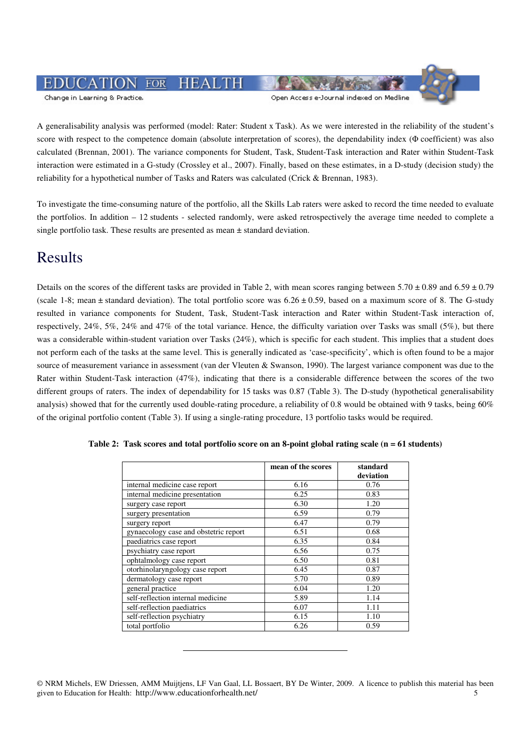A generalisability analysis was performed (model: Rater: Student x Task). As we were interested in the reliability of the student's score with respect to the competence domain (absolute interpretation of scores), the dependability index (Φ coefficient) was also calculated (Brennan, 2001). The variance components for Student, Task, Student-Task interaction and Rater within Student-Task interaction were estimated in a G-study (Crossley et al., 2007). Finally, based on these estimates, in a D-study (decision study) the reliability for a hypothetical number of Tasks and Raters was calculated (Crick & Brennan, 1983).

To investigate the time-consuming nature of the portfolio, all the Skills Lab raters were asked to record the time needed to evaluate the portfolios. In addition – 12 students - selected randomly, were asked retrospectively the average time needed to complete a single portfolio task. These results are presented as mean ± standard deviation.

# Results

Details on the scores of the different tasks are provided in Table 2, with mean scores ranging between 5.70 ± 0.89 and 6.59 ± 0.79 (scale 1-8; mean ± standard deviation). The total portfolio score was 6.26 ± 0.59, based on a maximum score of 8. The G-study resulted in variance components for Student, Task, Student-Task interaction and Rater within Student-Task interaction of, respectively, 24%, 5%, 24% and 47% of the total variance. Hence, the difficulty variation over Tasks was small (5%), but there was a considerable within-student variation over Tasks (24%), which is specific for each student. This implies that a student does not perform each of the tasks at the same level. This is generally indicated as 'case-specificity', which is often found to be a major source of measurement variance in assessment (van der Vleuten & Swanson, 1990). The largest variance component was due to the Rater within Student-Task interaction (47%), indicating that there is a considerable difference between the scores of the two different groups of raters. The index of dependability for 15 tasks was 0.87 (Table 3). The D-study (hypothetical generalisability analysis) showed that for the currently used double-rating procedure, a reliability of 0.8 would be obtained with 9 tasks, being 60% of the original portfolio content (Table 3). If using a single-rating procedure, 13 portfolio tasks would be required.

**Table 2: Task scores and total portfolio score on an 8-point global rating scale (n = 61 students)**

| | mean of the scores | standard deviation |
|---|---|---|
| internal medicine case report | 6.16 | 0.76 |
| internal medicine presentation | 6.25 | 0.83 |
| surgery case report | 6.30 | 1.20 |
| surgery presentation | 6.59 | 0.79 |
| surgery report | 6.47 | 0.79 |
| gynaecology case and obstetric report | 6.51 | 0.68 |
| paediatrics case report | 6.35 | 0.84 |
| psychiatry case report | 6.56 | 0.75 |
| ophtalmology case report | 6.50 | 0.81 |
| otorhinolaryngology case report | 6.45 | 0.87 |
| dermatology case report | 5.70 | 0.89 |
| general practice | 6.04 | 1.20 |
| self-reflection internal medicine | 5.89 | 1.14 |
| self-reflection paediatrics | 6.07 | 1.11 |
| self-reflection psychiatry | 6.15 | 1.10 |
| total portfolio | 6.26 | 0.59 |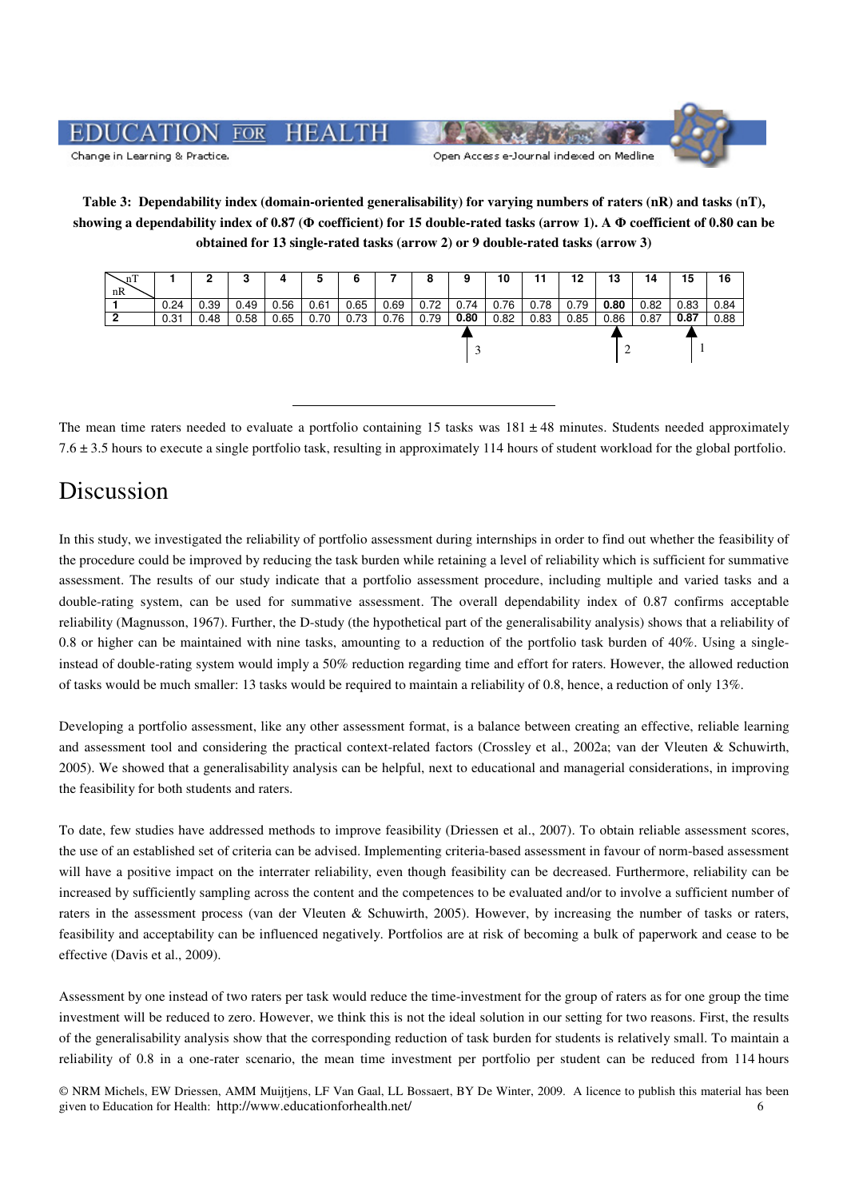**Table 3: Dependability index (domain-oriented generalisability) for varying numbers of raters (nR) and tasks (nT), showing a dependability index of 0.87 (Φ coefficient) for 15 double-rated tasks (arrow 1). A Φ coefficient of 0.80 can be obtained for 13 single-rated tasks (arrow 2) or 9 double-rated tasks (arrow 3)**

| nR \ nT | 1 | 2 | 3 | 4 | 5 | 6 | 7 | 8 | 9 | 10 | 11 | 12 | 13 | 14 | 15 | 16 |
|---|---|---|---|---|---|---|---|---|---|---|---|---|---|---|---|---|
| **1** | 0.24 | 0.39 | 0.49 | 0.56 | 0.61 | 0.65 | 0.69 | 0.72 | 0.74 | 0.76 | 0.78 | 0.79 | **0.80** | 0.82 | 0.83 | 0.84 |
| **2** | 0.31 | 0.48 | 0.58 | 0.65 | 0.70 | 0.73 | 0.76 | 0.79 | **0.80** | 0.82 | 0.83 | 0.85 | 0.86 | 0.87 | **0.87** | 0.88 |
| | | | | | | | | | ↑ 3 | | | | ↑ 2 | | ↑ 1 | |

The mean time raters needed to evaluate a portfolio containing 15 tasks was 181 ± 48 minutes. Students needed approximately 7.6 ± 3.5 hours to execute a single portfolio task, resulting in approximately 114 hours of student workload for the global portfolio.

# Discussion

In this study, we investigated the reliability of portfolio assessment during internships in order to find out whether the feasibility of the procedure could be improved by reducing the task burden while retaining a level of reliability which is sufficient for summative assessment. The results of our study indicate that a portfolio assessment procedure, including multiple and varied tasks and a double-rating system, can be used for summative assessment. The overall dependability index of 0.87 confirms acceptable reliability (Magnusson, 1967). Further, the D-study (the hypothetical part of the generalisability analysis) shows that a reliability of 0.8 or higher can be maintained with nine tasks, amounting to a reduction of the portfolio task burden of 40%. Using a single- instead of double-rating system would imply a 50% reduction regarding time and effort for raters. However, the allowed reduction of tasks would be much smaller: 13 tasks would be required to maintain a reliability of 0.8, hence, a reduction of only 13%.

Developing a portfolio assessment, like any other assessment format, is a balance between creating an effective, reliable learning and assessment tool and considering the practical context-related factors (Crossley et al., 2002a; van der Vleuten & Schuwirth, 2005). We showed that a generalisability analysis can be helpful, next to educational and managerial considerations, in improving the feasibility for both students and raters.

To date, few studies have addressed methods to improve feasibility (Driessen et al., 2007). To obtain reliable assessment scores, the use of an established set of criteria can be advised. Implementing criteria-based assessment in favour of norm-based assessment will have a positive impact on the interrater reliability, even though feasibility can be decreased. Furthermore, reliability can be increased by sufficiently sampling across the content and the competences to be evaluated and/or to involve a sufficient number of raters in the assessment process (van der Vleuten & Schuwirth, 2005). However, by increasing the number of tasks or raters, feasibility and acceptability can be influenced negatively. Portfolios are at risk of becoming a bulk of paperwork and cease to be effective (Davis et al., 2009).

Assessment by one instead of two raters per task would reduce the time-investment for the group of raters as for one group the time investment will be reduced to zero. However, we think this is not the ideal solution in our setting for two reasons. First, the results of the generalisability analysis show that the corresponding reduction of task burden for students is relatively small. To maintain a reliability of 0.8 in a one-rater scenario, the mean time investment per portfolio per student can be reduced from 114 hours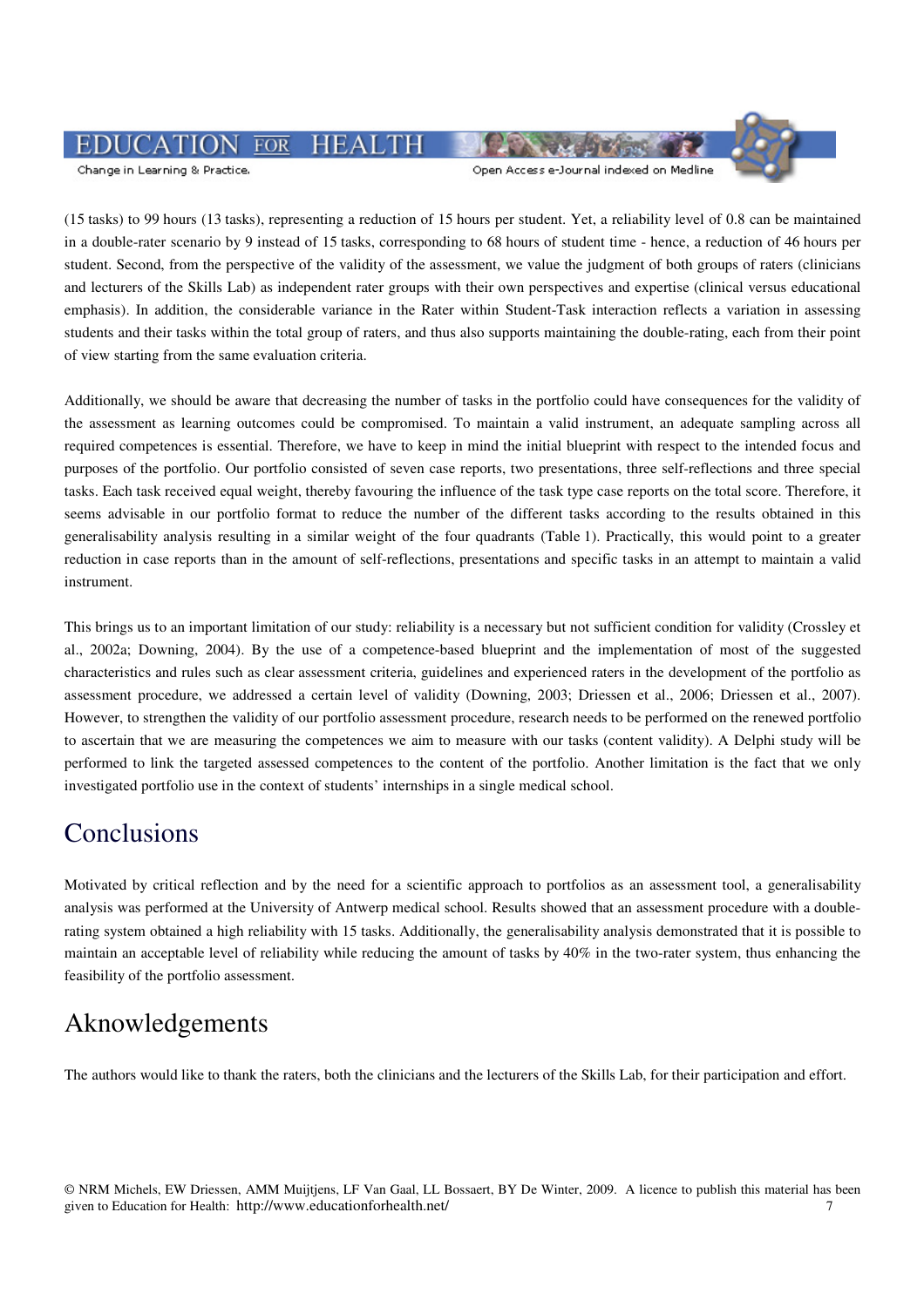(15 tasks) to 99 hours (13 tasks), representing a reduction of 15 hours per student. Yet, a reliability level of 0.8 can be maintained in a double-rater scenario by 9 instead of 15 tasks, corresponding to 68 hours of student time - hence, a reduction of 46 hours per student. Second, from the perspective of the validity of the assessment, we value the judgment of both groups of raters (clinicians and lecturers of the Skills Lab) as independent rater groups with their own perspectives and expertise (clinical versus educational emphasis). In addition, the considerable variance in the Rater within Student-Task interaction reflects a variation in assessing students and their tasks within the total group of raters, and thus also supports maintaining the double-rating, each from their point of view starting from the same evaluation criteria.

Additionally, we should be aware that decreasing the number of tasks in the portfolio could have consequences for the validity of the assessment as learning outcomes could be compromised. To maintain a valid instrument, an adequate sampling across all required competences is essential. Therefore, we have to keep in mind the initial blueprint with respect to the intended focus and purposes of the portfolio. Our portfolio consisted of seven case reports, two presentations, three self-reflections and three special tasks. Each task received equal weight, thereby favouring the influence of the task type case reports on the total score. Therefore, it seems advisable in our portfolio format to reduce the number of the different tasks according to the results obtained in this generalisability analysis resulting in a similar weight of the four quadrants (Table 1). Practically, this would point to a greater reduction in case reports than in the amount of self-reflections, presentations and specific tasks in an attempt to maintain a valid instrument.

This brings us to an important limitation of our study: reliability is a necessary but not sufficient condition for validity (Crossley et al., 2002a; Downing, 2004). By the use of a competence-based blueprint and the implementation of most of the suggested characteristics and rules such as clear assessment criteria, guidelines and experienced raters in the development of the portfolio as assessment procedure, we addressed a certain level of validity (Downing, 2003; Driessen et al., 2006; Driessen et al., 2007). However, to strengthen the validity of our portfolio assessment procedure, research needs to be performed on the renewed portfolio to ascertain that we are measuring the competences we aim to measure with our tasks (content validity). A Delphi study will be performed to link the targeted assessed competences to the content of the portfolio. Another limitation is the fact that we only investigated portfolio use in the context of students' internships in a single medical school.

## Conclusions

Motivated by critical reflection and by the need for a scientific approach to portfolios as an assessment tool, a generalisability analysis was performed at the University of Antwerp medical school. Results showed that an assessment procedure with a double-rating system obtained a high reliability with 15 tasks. Additionally, the generalisability analysis demonstrated that it is possible to maintain an acceptable level of reliability while reducing the amount of tasks by 40% in the two-rater system, thus enhancing the feasibility of the portfolio assessment.

## Aknowledgements

The authors would like to thank the raters, both the clinicians and the lecturers of the Skills Lab, for their participation and effort.

© NRM Michels, EW Driessen, AMM Muijtjens, LF Van Gaal, LL Bossaert, BY De Winter, 2009. A licence to publish this material has been given to Education for Health: http://www.educationforhealth.net/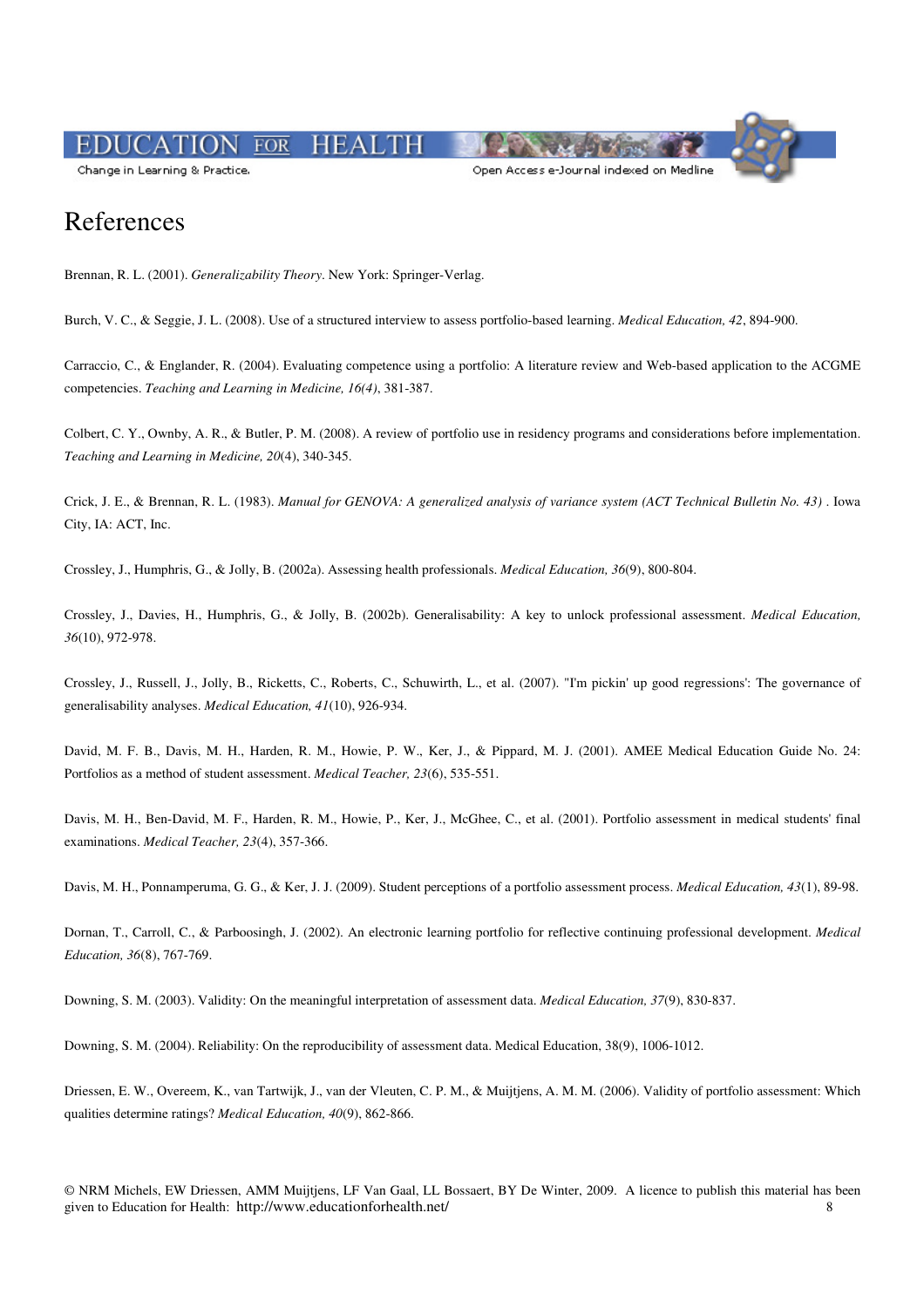# References

Brennan, R. L. (2001). *Generalizability Theory*. New York: Springer-Verlag.

Burch, V. C., & Seggie, J. L. (2008). Use of a structured interview to assess portfolio-based learning. *Medical Education, 42*, 894-900.

Carraccio, C., & Englander, R. (2004). Evaluating competence using a portfolio: A literature review and Web-based application to the ACGME competencies. *Teaching and Learning in Medicine, 16(4)*, 381-387.

Colbert, C. Y., Ownby, A. R., & Butler, P. M. (2008). A review of portfolio use in residency programs and considerations before implementation. *Teaching and Learning in Medicine, 20*(4), 340-345.

Crick, J. E., & Brennan, R. L. (1983). *Manual for GENOVA: A generalized analysis of variance system (ACT Technical Bulletin No. 43)* . Iowa City, IA: ACT, Inc.

Crossley, J., Humphris, G., & Jolly, B. (2002a). Assessing health professionals. *Medical Education, 36*(9), 800-804.

Crossley, J., Davies, H., Humphris, G., & Jolly, B. (2002b). Generalisability: A key to unlock professional assessment. *Medical Education, 36*(10), 972-978.

Crossley, J., Russell, J., Jolly, B., Ricketts, C., Roberts, C., Schuwirth, L., et al. (2007). "I'm pickin' up good regressions': The governance of generalisability analyses. *Medical Education, 41*(10), 926-934.

David, M. F. B., Davis, M. H., Harden, R. M., Howie, P. W., Ker, J., & Pippard, M. J. (2001). AMEE Medical Education Guide No. 24: Portfolios as a method of student assessment. *Medical Teacher, 23*(6), 535-551.

Davis, M. H., Ben-David, M. F., Harden, R. M., Howie, P., Ker, J., McGhee, C., et al. (2001). Portfolio assessment in medical students' final examinations. *Medical Teacher, 23*(4), 357-366.

Davis, M. H., Ponnamperuma, G. G., & Ker, J. J. (2009). Student perceptions of a portfolio assessment process. *Medical Education, 43*(1), 89-98.

Dornan, T., Carroll, C., & Parboosingh, J. (2002). An electronic learning portfolio for reflective continuing professional development. *Medical Education, 36*(8), 767-769.

Downing, S. M. (2003). Validity: On the meaningful interpretation of assessment data. *Medical Education, 37*(9), 830-837.

Downing, S. M. (2004). Reliability: On the reproducibility of assessment data. Medical Education, 38(9), 1006-1012.

Driessen, E. W., Overeem, K., van Tartwijk, J., van der Vleuten, C. P. M., & Muijtjens, A. M. M. (2006). Validity of portfolio assessment: Which qualities determine ratings? *Medical Education, 40*(9), 862-866.

© NRM Michels, EW Driessen, AMM Muijtjens, LF Van Gaal, LL Bossaert, BY De Winter, 2009. A licence to publish this material has been given to Education for Health: http://www.educationforhealth.net/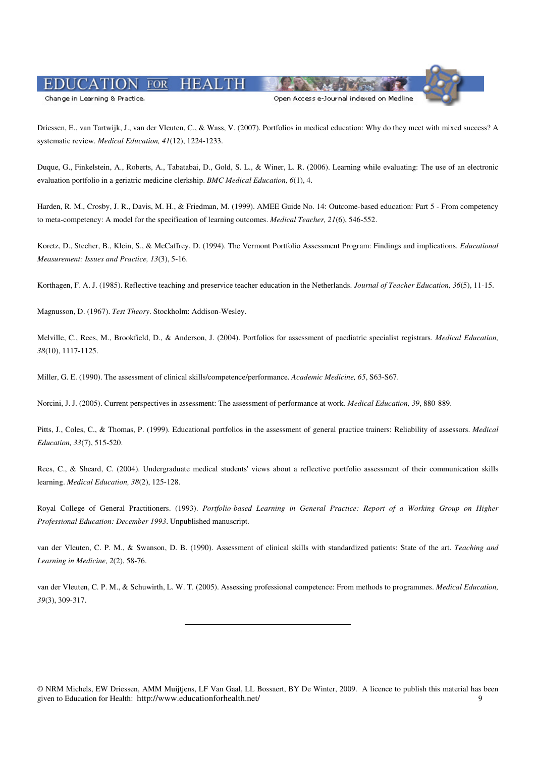Driessen, E., van Tartwijk, J., van der Vleuten, C., & Wass, V. (2007). Portfolios in medical education: Why do they meet with mixed success? A systematic review. *Medical Education, 41*(12), 1224-1233.

Duque, G., Finkelstein, A., Roberts, A., Tabatabai, D., Gold, S. L., & Winer, L. R. (2006). Learning while evaluating: The use of an electronic evaluation portfolio in a geriatric medicine clerkship. *BMC Medical Education, 6*(1), 4.

Harden, R. M., Crosby, J. R., Davis, M. H., & Friedman, M. (1999). AMEE Guide No. 14: Outcome-based education: Part 5 - From competency to meta-competency: A model for the specification of learning outcomes. *Medical Teacher, 21*(6), 546-552.

Koretz, D., Stecher, B., Klein, S., & McCaffrey, D. (1994). The Vermont Portfolio Assessment Program: Findings and implications. *Educational Measurement: Issues and Practice, 13*(3), 5-16.

Korthagen, F. A. J. (1985). Reflective teaching and preservice teacher education in the Netherlands. *Journal of Teacher Education, 36*(5), 11-15.

Magnusson, D. (1967). *Test Theory*. Stockholm: Addison-Wesley.

Melville, C., Rees, M., Brookfield, D., & Anderson, J. (2004). Portfolios for assessment of paediatric specialist registrars. *Medical Education, 38*(10), 1117-1125.

Miller, G. E. (1990). The assessment of clinical skills/competence/performance. *Academic Medicine, 65*, S63-S67.

Norcini, J. J. (2005). Current perspectives in assessment: The assessment of performance at work. *Medical Education, 39*, 880-889.

Pitts, J., Coles, C., & Thomas, P. (1999). Educational portfolios in the assessment of general practice trainers: Reliability of assessors. *Medical Education, 33*(7), 515-520.

Rees, C., & Sheard, C. (2004). Undergraduate medical students' views about a reflective portfolio assessment of their communication skills learning. *Medical Education, 38*(2), 125-128.

Royal College of General Practitioners. (1993). *Portfolio-based Learning in General Practice: Report of a Working Group on Higher Professional Education: December 1993*. Unpublished manuscript.

van der Vleuten, C. P. M., & Swanson, D. B. (1990). Assessment of clinical skills with standardized patients: State of the art. *Teaching and Learning in Medicine, 2*(2), 58-76.

van der Vleuten, C. P. M., & Schuwirth, L. W. T. (2005). Assessing professional competence: From methods to programmes. *Medical Education, 39*(3), 309-317.

---

© NRM Michels, EW Driessen, AMM Muijtjens, LF Van Gaal, LL Bossaert, BY De Winter, 2009. A licence to publish this material has been given to Education for Health: http://www.educationforhealth.net/